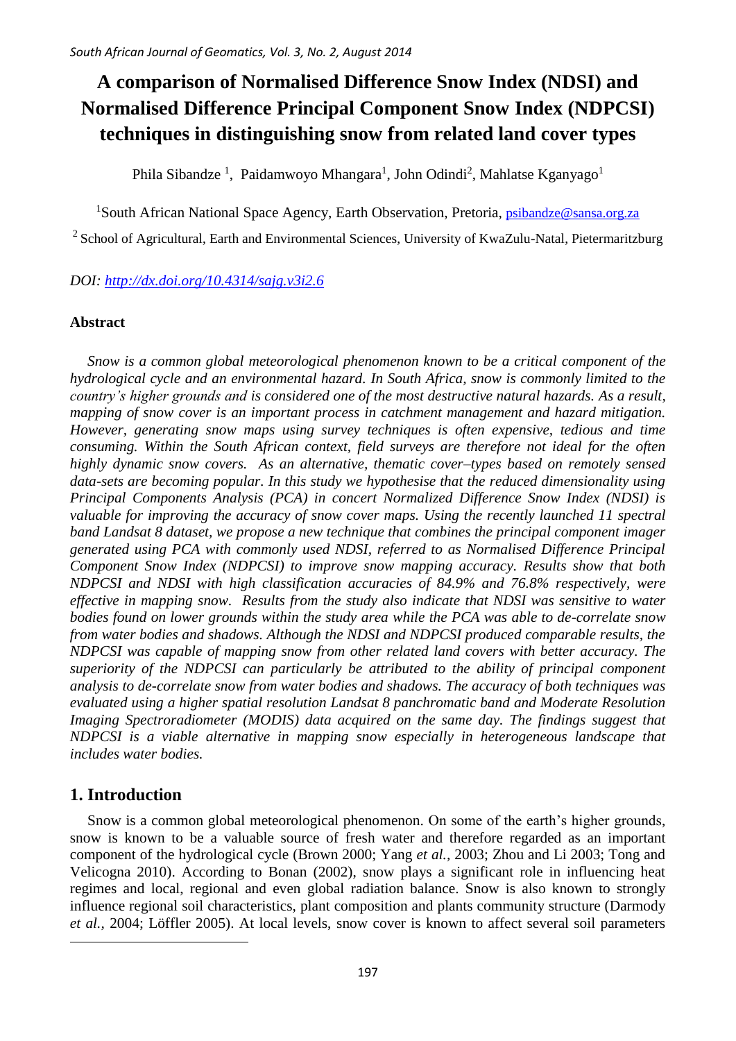# A comparison of Normalised Difference Snow Index (NDSI) and Normalised Difference Principal Component Snow Index (NDPCSI) techniques in distinguishing snow from related land cover types

Phila Sibandze [1], Paidamwoyo Mhangara[1], John Odindi[2], Mahlatse Kganyago[1]

[1]South African National Space Agency, Earth Observation, Pretoria, psibandze@sansa.org.za

[2] School of Agricultural, Earth and Environmental Sciences, University of KwaZulu-Natal, Pietermaritzburg

*DOI: http://dx.doi.org/10.4314/sajg.v3i2.6*

## Abstract

*Snow is a common global meteorological phenomenon known to be a critical component of the hydrological cycle and an environmental hazard. In South Africa, snow is commonly limited to the country's higher grounds and is considered one of the most destructive natural hazards. As a result, mapping of snow cover is an important process in catchment management and hazard mitigation. However, generating snow maps using survey techniques is often expensive, tedious and time consuming. Within the South African context, field surveys are therefore not ideal for the often highly dynamic snow covers. As an alternative, thematic cover–types based on remotely sensed data-sets are becoming popular. In this study we hypothesise that the reduced dimensionality using Principal Components Analysis (PCA) in concert Normalized Difference Snow Index (NDSI) is valuable for improving the accuracy of snow cover maps. Using the recently launched 11 spectral band Landsat 8 dataset, we propose a new technique that combines the principal component imager generated using PCA with commonly used NDSI, referred to as Normalised Difference Principal Component Snow Index (NDPCSI) to improve snow mapping accuracy. Results show that both NDPCSI and NDSI with high classification accuracies of 84.9% and 76.8% respectively, were effective in mapping snow. Results from the study also indicate that NDSI was sensitive to water bodies found on lower grounds within the study area while the PCA was able to de-correlate snow from water bodies and shadows. Although the NDSI and NDPCSI produced comparable results, the NDPCSI was capable of mapping snow from other related land covers with better accuracy. The superiority of the NDPCSI can particularly be attributed to the ability of principal component analysis to de-correlate snow from water bodies and shadows. The accuracy of both techniques was evaluated using a higher spatial resolution Landsat 8 panchromatic band and Moderate Resolution Imaging Spectroradiometer (MODIS) data acquired on the same day. The findings suggest that NDPCSI is a viable alternative in mapping snow especially in heterogeneous landscape that includes water bodies.*

## 1. Introduction

Snow is a common global meteorological phenomenon. On some of the earth's higher grounds, snow is known to be a valuable source of fresh water and therefore regarded as an important component of the hydrological cycle (Brown 2000; Yang *et al.,* 2003; Zhou and Li 2003; Tong and Velicogna 2010). According to Bonan (2002), snow plays a significant role in influencing heat regimes and local, regional and even global radiation balance. Snow is also known to strongly influence regional soil characteristics, plant composition and plants community structure (Darmody *et al.,* 2004; Löffler 2005). At local levels, snow cover is known to affect several soil parameters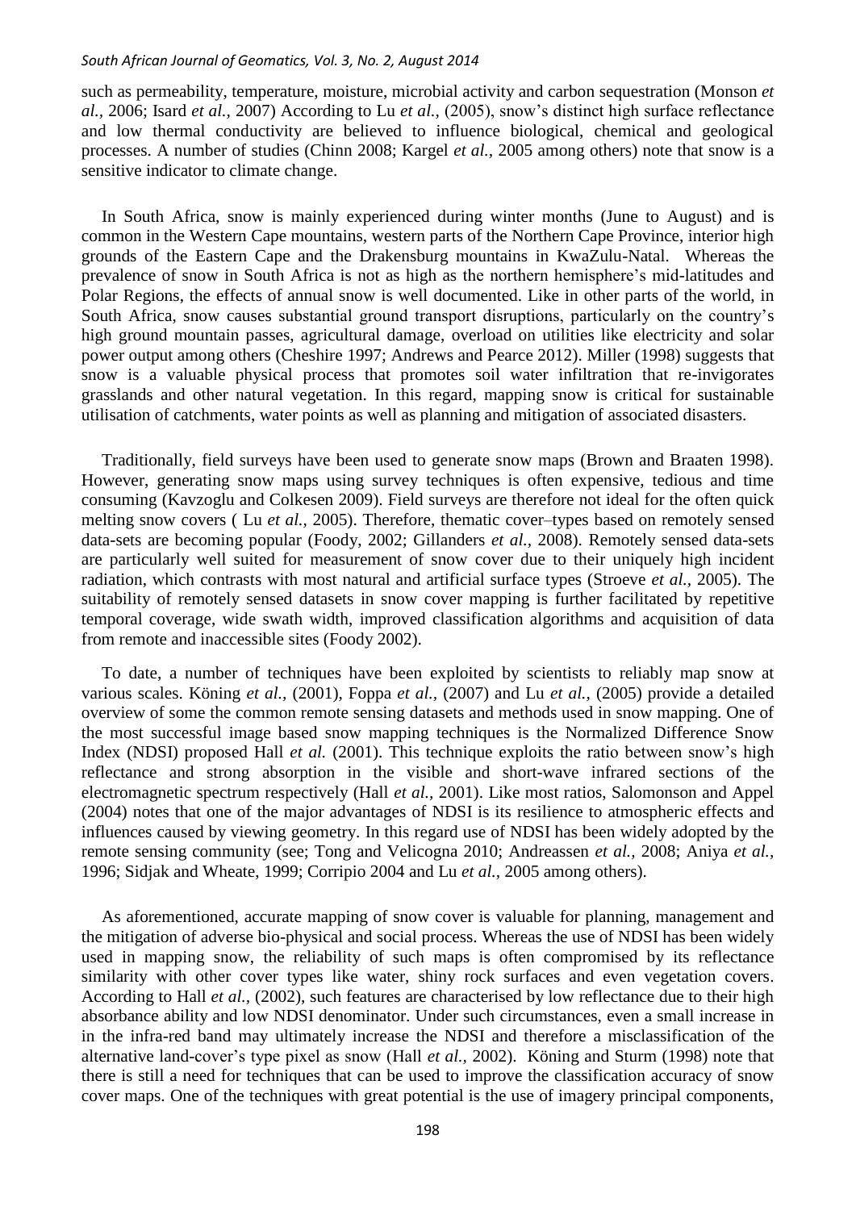such as permeability, temperature, moisture, microbial activity and carbon sequestration (Monson *et al.,* 2006; Isard *et al.,* 2007) According to Lu *et al.,* (2005), snow's distinct high surface reflectance and low thermal conductivity are believed to influence biological, chemical and geological processes. A number of studies (Chinn 2008; Kargel *et al.,* 2005 among others) note that snow is a sensitive indicator to climate change.

In South Africa, snow is mainly experienced during winter months (June to August) and is common in the Western Cape mountains, western parts of the Northern Cape Province, interior high grounds of the Eastern Cape and the Drakensburg mountains in KwaZulu-Natal. Whereas the prevalence of snow in South Africa is not as high as the northern hemisphere's mid-latitudes and Polar Regions, the effects of annual snow is well documented. Like in other parts of the world, in South Africa, snow causes substantial ground transport disruptions, particularly on the country's high ground mountain passes, agricultural damage, overload on utilities like electricity and solar power output among others (Cheshire 1997; Andrews and Pearce 2012). Miller (1998) suggests that snow is a valuable physical process that promotes soil water infiltration that re-invigorates grasslands and other natural vegetation. In this regard, mapping snow is critical for sustainable utilisation of catchments, water points as well as planning and mitigation of associated disasters.

Traditionally, field surveys have been used to generate snow maps (Brown and Braaten 1998). However, generating snow maps using survey techniques is often expensive, tedious and time consuming (Kavzoglu and Colkesen 2009). Field surveys are therefore not ideal for the often quick melting snow covers ( Lu *et al.,* 2005). Therefore, thematic cover–types based on remotely sensed data-sets are becoming popular (Foody, 2002; Gillanders *et al.,* 2008). Remotely sensed data-sets are particularly well suited for measurement of snow cover due to their uniquely high incident radiation, which contrasts with most natural and artificial surface types (Stroeve *et al.,* 2005). The suitability of remotely sensed datasets in snow cover mapping is further facilitated by repetitive temporal coverage, wide swath width, improved classification algorithms and acquisition of data from remote and inaccessible sites (Foody 2002).

To date, a number of techniques have been exploited by scientists to reliably map snow at various scales. Köning *et al.,* (2001), Foppa *et al.,* (2007) and Lu *et al.,* (2005) provide a detailed overview of some the common remote sensing datasets and methods used in snow mapping. One of the most successful image based snow mapping techniques is the Normalized Difference Snow Index (NDSI) proposed Hall *et al.* (2001). This technique exploits the ratio between snow's high reflectance and strong absorption in the visible and short-wave infrared sections of the electromagnetic spectrum respectively (Hall *et al.,* 2001). Like most ratios, Salomonson and Appel (2004) notes that one of the major advantages of NDSI is its resilience to atmospheric effects and influences caused by viewing geometry. In this regard use of NDSI has been widely adopted by the remote sensing community (see; Tong and Velicogna 2010; Andreassen *et al.,* 2008; Aniya *et al.,* 1996; Sidjak and Wheate, 1999; Corripio 2004 and Lu *et al.,* 2005 among others).

As aforementioned, accurate mapping of snow cover is valuable for planning, management and the mitigation of adverse bio-physical and social process. Whereas the use of NDSI has been widely used in mapping snow, the reliability of such maps is often compromised by its reflectance similarity with other cover types like water, shiny rock surfaces and even vegetation covers. According to Hall *et al.,* (2002), such features are characterised by low reflectance due to their high absorbance ability and low NDSI denominator. Under such circumstances, even a small increase in in the infra-red band may ultimately increase the NDSI and therefore a misclassification of the alternative land-cover's type pixel as snow (Hall *et al.,* 2002). Köning and Sturm (1998) note that there is still a need for techniques that can be used to improve the classification accuracy of snow cover maps. One of the techniques with great potential is the use of imagery principal components,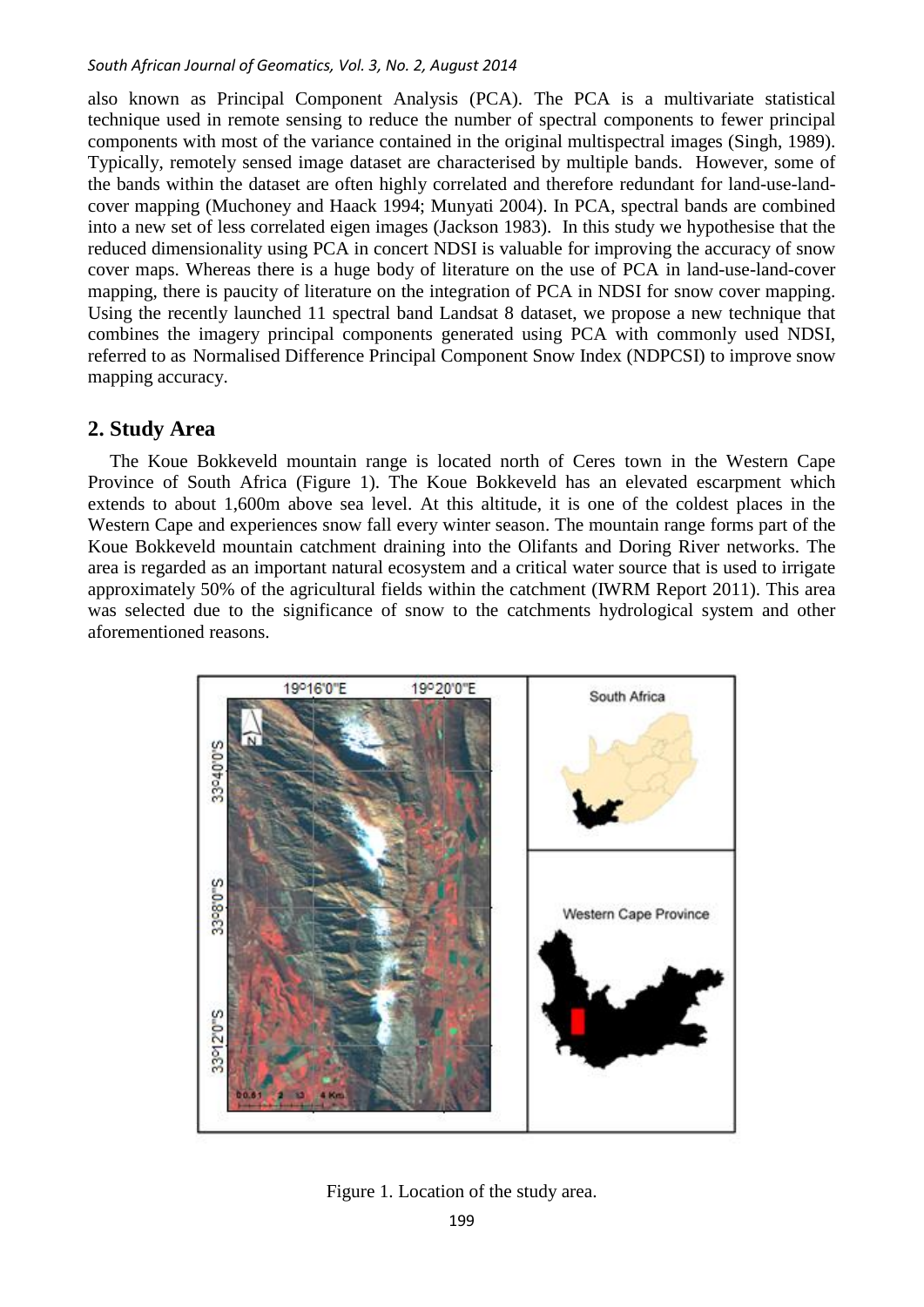also known as Principal Component Analysis (PCA). The PCA is a multivariate statistical technique used in remote sensing to reduce the number of spectral components to fewer principal components with most of the variance contained in the original multispectral images (Singh, 1989). Typically, remotely sensed image dataset are characterised by multiple bands. However, some of the bands within the dataset are often highly correlated and therefore redundant for land-use-land-cover mapping (Muchoney and Haack 1994; Munyati 2004). In PCA, spectral bands are combined into a new set of less correlated eigen images (Jackson 1983). In this study we hypothesise that the reduced dimensionality using PCA in concert NDSI is valuable for improving the accuracy of snow cover maps. Whereas there is a huge body of literature on the use of PCA in land-use-land-cover mapping, there is paucity of literature on the integration of PCA in NDSI for snow cover mapping. Using the recently launched 11 spectral band Landsat 8 dataset, we propose a new technique that combines the imagery principal components generated using PCA with commonly used NDSI, referred to as Normalised Difference Principal Component Snow Index (NDPCSI) to improve snow mapping accuracy.

## 2. Study Area

The Koue Bokkeveld mountain range is located north of Ceres town in the Western Cape Province of South Africa (Figure 1). The Koue Bokkeveld has an elevated escarpment which extends to about 1,600m above sea level. At this altitude, it is one of the coldest places in the Western Cape and experiences snow fall every winter season. The mountain range forms part of the Koue Bokkeveld mountain catchment draining into the Olifants and Doring River networks. The area is regarded as an important natural ecosystem and a critical water source that is used to irrigate approximately 50% of the agricultural fields within the catchment (IWRM Report 2011). This area was selected due to the significance of snow to the catchments hydrological system and other aforementioned reasons.

Figure 1. Location of the study area.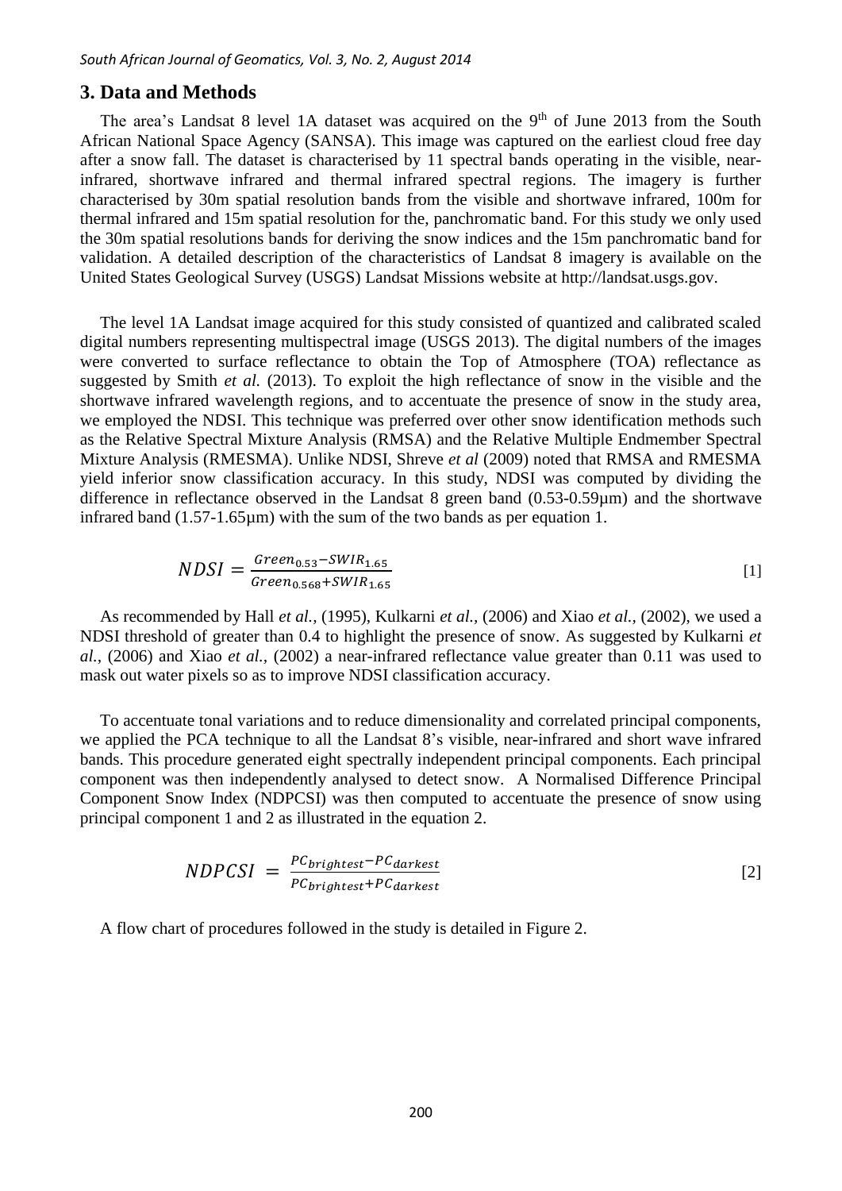## 3. Data and Methods

The area's Landsat 8 level 1A dataset was acquired on the 9th of June 2013 from the South African National Space Agency (SANSA). This image was captured on the earliest cloud free day after a snow fall. The dataset is characterised by 11 spectral bands operating in the visible, near-infrared, shortwave infrared and thermal infrared spectral regions. The imagery is further characterised by 30m spatial resolution bands from the visible and shortwave infrared, 100m for thermal infrared and 15m spatial resolution for the, panchromatic band. For this study we only used the 30m spatial resolutions bands for deriving the snow indices and the 15m panchromatic band for validation. A detailed description of the characteristics of Landsat 8 imagery is available on the United States Geological Survey (USGS) Landsat Missions website at http://landsat.usgs.gov.

The level 1A Landsat image acquired for this study consisted of quantized and calibrated scaled digital numbers representing multispectral image (USGS 2013). The digital numbers of the images were converted to surface reflectance to obtain the Top of Atmosphere (TOA) reflectance as suggested by Smith *et al.* (2013). To exploit the high reflectance of snow in the visible and the shortwave infrared wavelength regions, and to accentuate the presence of snow in the study area, we employed the NDSI. This technique was preferred over other snow identification methods such as the Relative Spectral Mixture Analysis (RMSA) and the Relative Multiple Endmember Spectral Mixture Analysis (RMESMA). Unlike NDSI, Shreve *et al* (2009) noted that RMSA and RMESMA yield inferior snow classification accuracy. In this study, NDSI was computed by dividing the difference in reflectance observed in the Landsat 8 green band (0.53-0.59µm) and the shortwave infrared band (1.57-1.65µm) with the sum of the two bands as per equation 1.

$$NDSI = \frac{Green_{0.53} - SWIR_{1.65}}{Green_{0.568} + SWIR_{1.65}} \quad [1]$$

As recommended by Hall *et al.*, (1995), Kulkarni *et al.*, (2006) and Xiao *et al.*, (2002), we used a NDSI threshold of greater than 0.4 to highlight the presence of snow. As suggested by Kulkarni *et al.*, (2006) and Xiao *et al.*, (2002) a near-infrared reflectance value greater than 0.11 was used to mask out water pixels so as to improve NDSI classification accuracy.

To accentuate tonal variations and to reduce dimensionality and correlated principal components, we applied the PCA technique to all the Landsat 8's visible, near-infrared and short wave infrared bands. This procedure generated eight spectrally independent principal components. Each principal component was then independently analysed to detect snow. A Normalised Difference Principal Component Snow Index (NDPCSI) was then computed to accentuate the presence of snow using principal component 1 and 2 as illustrated in the equation 2.

$$NDPCSI = \frac{PC_{brightest} - PC_{darkest}}{PC_{brightest} + PC_{darkest}} \quad [2]$$

A flow chart of procedures followed in the study is detailed in Figure 2.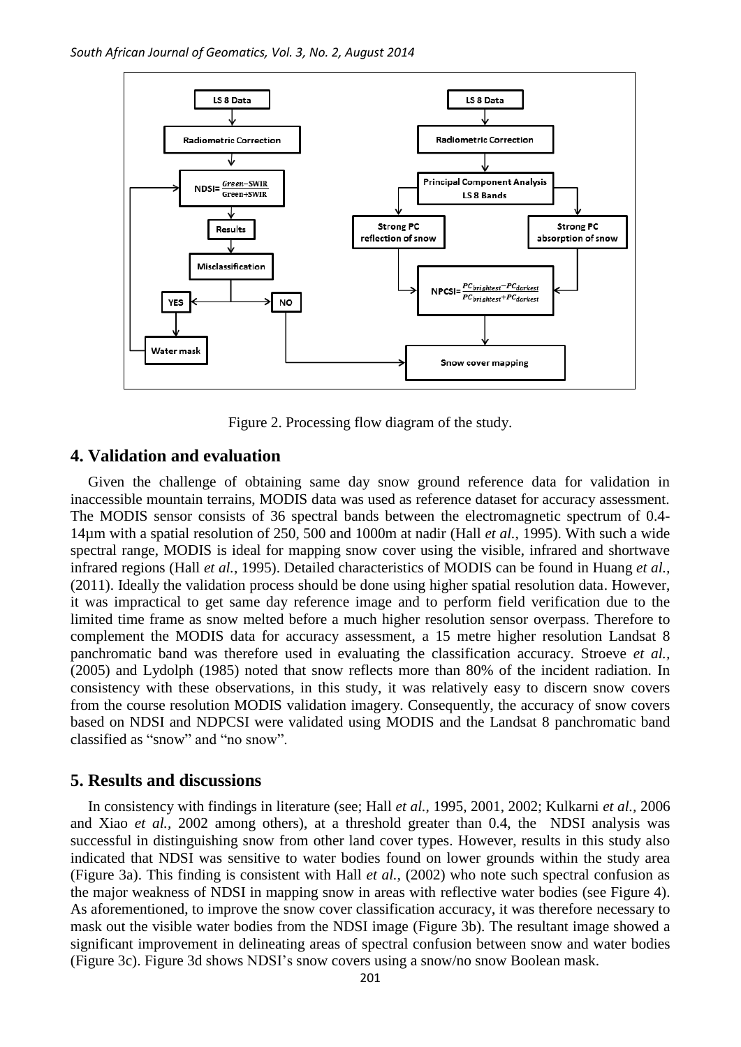Figure 2. Processing flow diagram of the study.

## 4. Validation and evaluation

Given the challenge of obtaining same day snow ground reference data for validation in inaccessible mountain terrains, MODIS data was used as reference dataset for accuracy assessment. The MODIS sensor consists of 36 spectral bands between the electromagnetic spectrum of 0.4-14µm with a spatial resolution of 250, 500 and 1000m at nadir (Hall *et al.*, 1995). With such a wide spectral range, MODIS is ideal for mapping snow cover using the visible, infrared and shortwave infrared regions (Hall *et al.*, 1995). Detailed characteristics of MODIS can be found in Huang *et al.*, (2011). Ideally the validation process should be done using higher spatial resolution data. However, it was impractical to get same day reference image and to perform field verification due to the limited time frame as snow melted before a much higher resolution sensor overpass. Therefore to complement the MODIS data for accuracy assessment, a 15 metre higher resolution Landsat 8 panchromatic band was therefore used in evaluating the classification accuracy. Stroeve *et al.*, (2005) and Lydolph (1985) noted that snow reflects more than 80% of the incident radiation. In consistency with these observations, in this study, it was relatively easy to discern snow covers from the course resolution MODIS validation imagery. Consequently, the accuracy of snow covers based on NDSI and NDPCSI were validated using MODIS and the Landsat 8 panchromatic band classified as "snow" and "no snow".

## 5. Results and discussions

In consistency with findings in literature (see; Hall *et al.,* 1995, 2001, 2002; Kulkarni *et al.,* 2006 and Xiao *et al.,* 2002 among others), at a threshold greater than 0.4, the NDSI analysis was successful in distinguishing snow from other land cover types. However, results in this study also indicated that NDSI was sensitive to water bodies found on lower grounds within the study area (Figure 3a). This finding is consistent with Hall *et al.,* (2002) who note such spectral confusion as the major weakness of NDSI in mapping snow in areas with reflective water bodies (see Figure 4). As aforementioned, to improve the snow cover classification accuracy, it was therefore necessary to mask out the visible water bodies from the NDSI image (Figure 3b). The resultant image showed a significant improvement in delineating areas of spectral confusion between snow and water bodies (Figure 3c). Figure 3d shows NDSI's snow covers using a snow/no snow Boolean mask.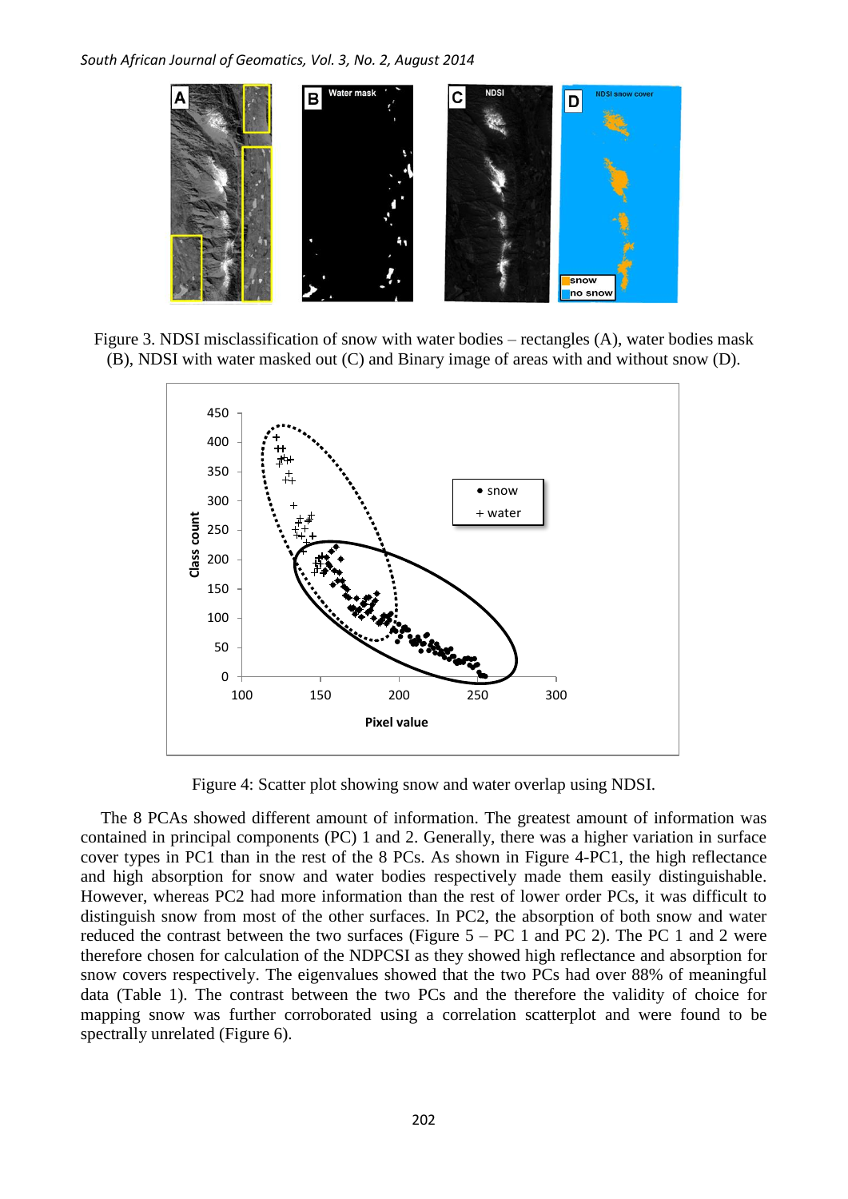Figure 3. NDSI misclassification of snow with water bodies – rectangles (A), water bodies mask (B), NDSI with water masked out (C) and Binary image of areas with and without snow (D).

Figure 4: Scatter plot showing snow and water overlap using NDSI.

The 8 PCAs showed different amount of information. The greatest amount of information was contained in principal components (PC) 1 and 2. Generally, there was a higher variation in surface cover types in PC1 than in the rest of the 8 PCs. As shown in Figure 4-PC1, the high reflectance and high absorption for snow and water bodies respectively made them easily distinguishable. However, whereas PC2 had more information than the rest of lower order PCs, it was difficult to distinguish snow from most of the other surfaces. In PC2, the absorption of both snow and water reduced the contrast between the two surfaces (Figure 5 – PC 1 and PC 2). The PC 1 and 2 were therefore chosen for calculation of the NDPCSI as they showed high reflectance and absorption for snow covers respectively. The eigenvalues showed that the two PCs had over 88% of meaningful data (Table 1). The contrast between the two PCs and the therefore the validity of choice for mapping snow was further corroborated using a correlation scatterplot and were found to be spectrally unrelated (Figure 6).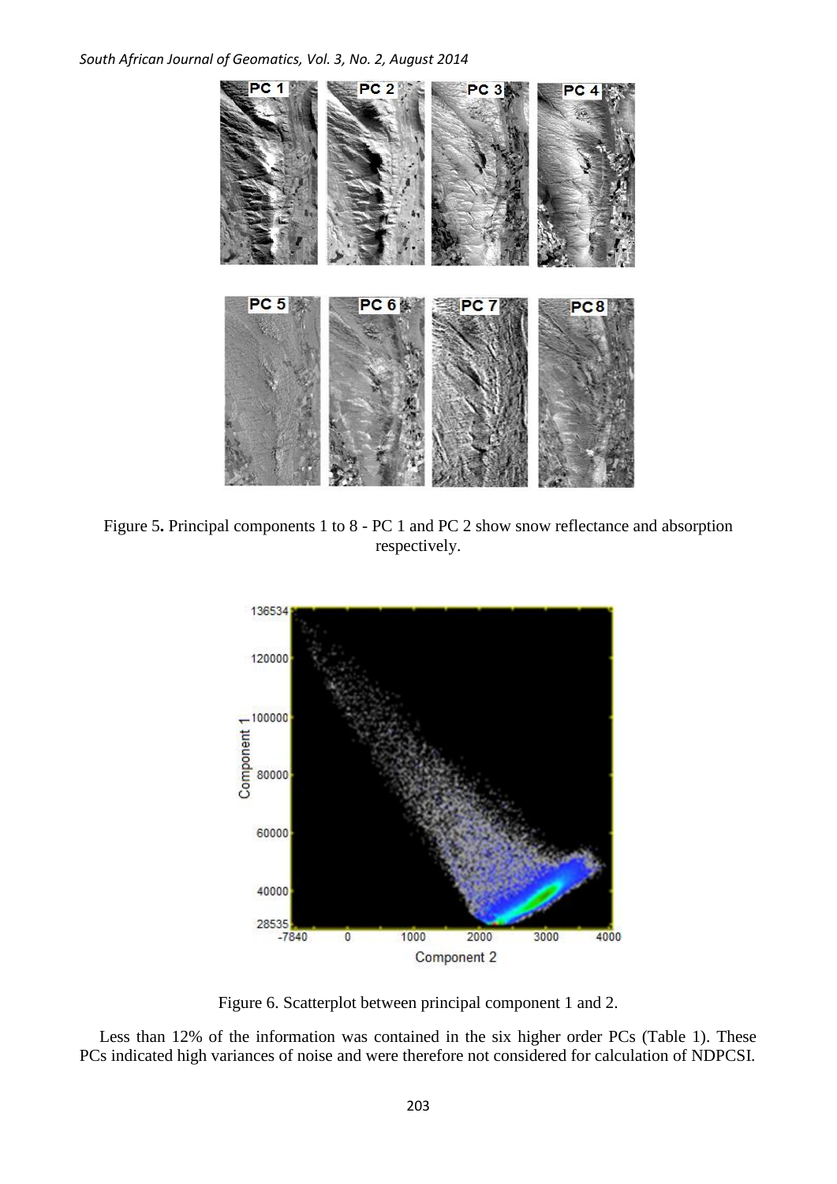Figure 5. Principal components 1 to 8 - PC 1 and PC 2 show snow reflectance and absorption respectively.

Figure 6. Scatterplot between principal component 1 and 2.

Less than 12% of the information was contained in the six higher order PCs (Table 1). These PCs indicated high variances of noise and were therefore not considered for calculation of NDPCSI.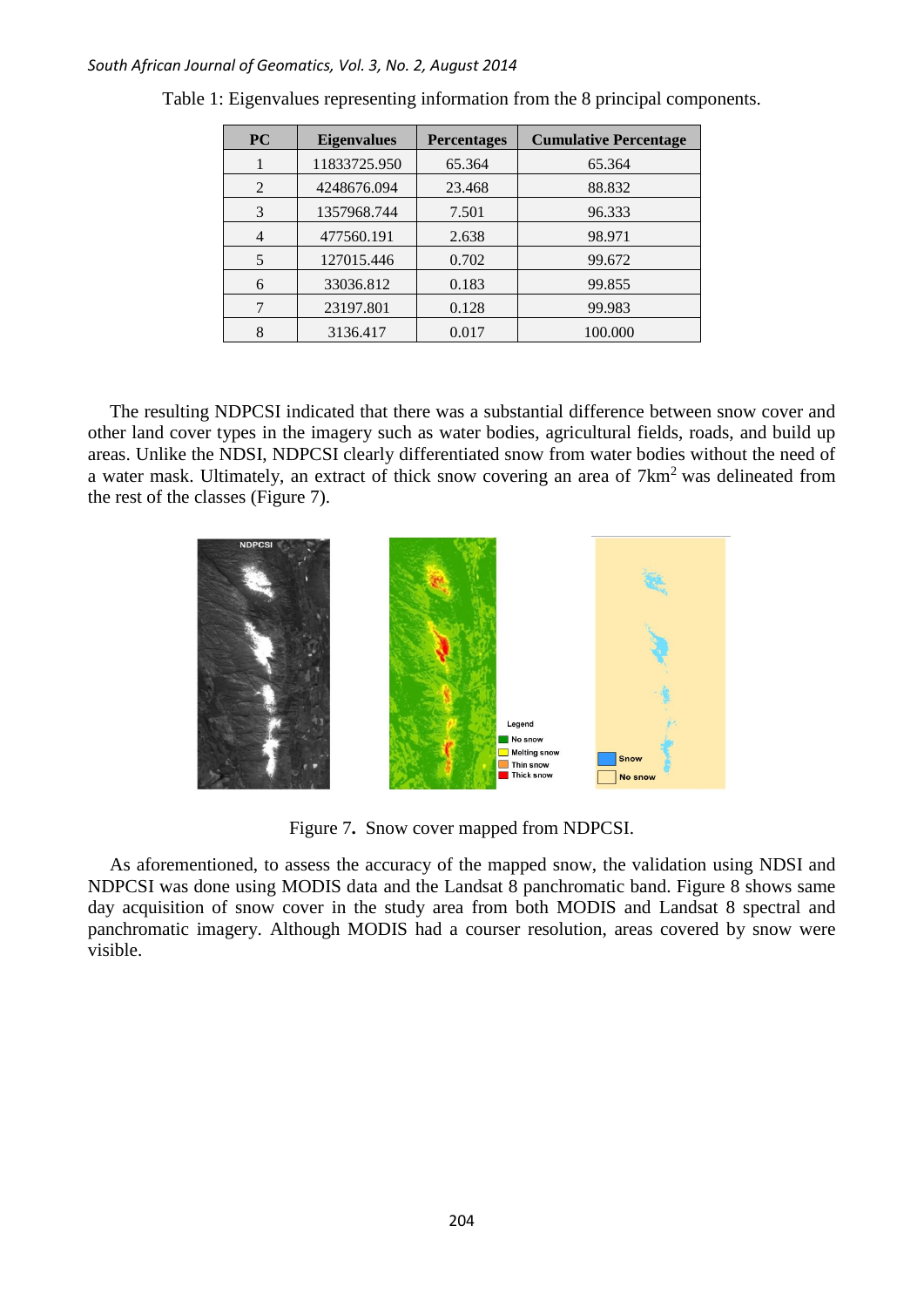Table 1: Eigenvalues representing information from the 8 principal components.

| PC | Eigenvalues | Percentages | Cumulative Percentage |
|---|---|---|---|
| 1 | 11833725.950 | 65.364 | 65.364 |
| 2 | 4248676.094 | 23.468 | 88.832 |
| 3 | 1357968.744 | 7.501 | 96.333 |
| 4 | 477560.191 | 2.638 | 98.971 |
| 5 | 127015.446 | 0.702 | 99.672 |
| 6 | 33036.812 | 0.183 | 99.855 |
| 7 | 23197.801 | 0.128 | 99.983 |
| 8 | 3136.417 | 0.017 | 100.000 |

The resulting NDPCSI indicated that there was a substantial difference between snow cover and other land cover types in the imagery such as water bodies, agricultural fields, roads, and build up areas. Unlike the NDSI, NDPCSI clearly differentiated snow from water bodies without the need of a water mask. Ultimately, an extract of thick snow covering an area of 7km$^2$ was delineated from the rest of the classes (Figure 7).

Figure 7. Snow cover mapped from NDPCSI.

As aforementioned, to assess the accuracy of the mapped snow, the validation using NDSI and NDPCSI was done using MODIS data and the Landsat 8 panchromatic band. Figure 8 shows same day acquisition of snow cover in the study area from both MODIS and Landsat 8 spectral and panchromatic imagery. Although MODIS had a courser resolution, areas covered by snow were visible.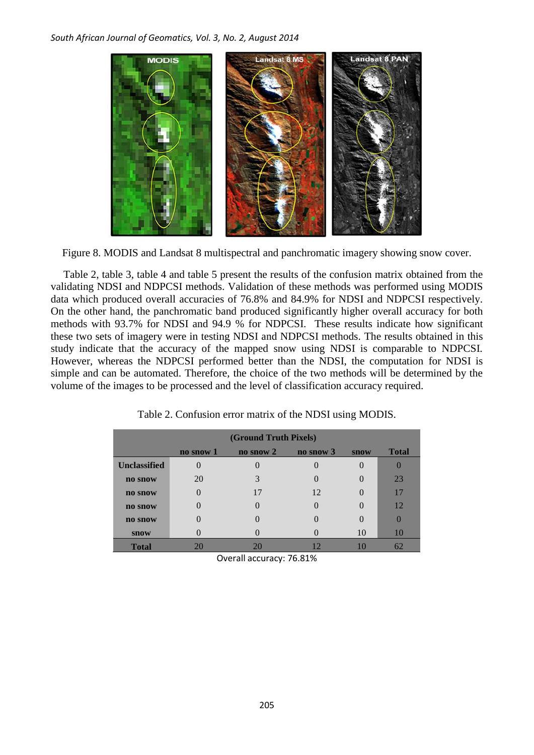Figure 8. MODIS and Landsat 8 multispectral and panchromatic imagery showing snow cover.

Table 2, table 3, table 4 and table 5 present the results of the confusion matrix obtained from the validating NDSI and NDPCSI methods. Validation of these methods was performed using MODIS data which produced overall accuracies of 76.8% and 84.9% for NDSI and NDPCSI respectively. On the other hand, the panchromatic band produced significantly higher overall accuracy for both methods with 93.7% for NDSI and 94.9 % for NDPCSI. These results indicate how significant these two sets of imagery were in testing NDSI and NDPCSI methods. The results obtained in this study indicate that the accuracy of the mapped snow using NDSI is comparable to NDPCSI. However, whereas the NDPCSI performed better than the NDSI, the computation for NDSI is simple and can be automated. Therefore, the choice of the two methods will be determined by the volume of the images to be processed and the level of classification accuracy required.

Table 2. Confusion error matrix of the NDSI using MODIS.

| | (Ground Truth Pixels) | | | | |
|---|---|---|---|---|---|
| | **no snow 1** | **no snow 2** | **no snow 3** | **snow** | **Total** |
| **Unclassified** | 0 | 0 | 0 | 0 | 0 |
| **no snow** | 20 | 3 | 0 | 0 | 23 |
| **no snow** | 0 | 17 | 12 | 0 | 17 |
| **no snow** | 0 | 0 | 0 | 0 | 12 |
| **no snow** | 0 | 0 | 0 | 0 | 0 |
| **snow** | 0 | 0 | 0 | 10 | 10 |
| **Total** | 20 | 20 | 12 | 10 | 62 |

Overall accuracy: 76.81%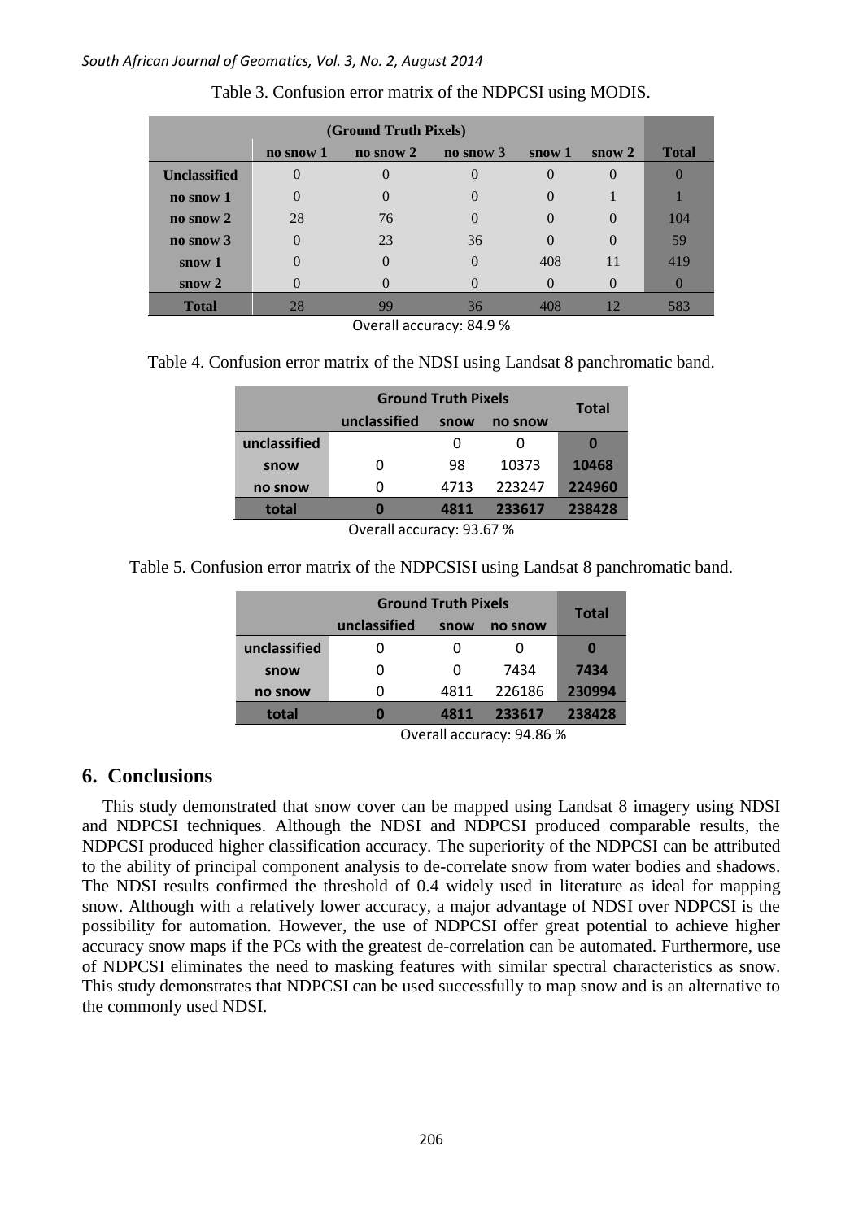Table 3. Confusion error matrix of the NDPCSI using MODIS.

| | (Ground Truth Pixels) | | | | | |
|---|---|---|---|---|---|---|
| | **no snow 1** | **no snow 2** | **no snow 3** | **snow 1** | **snow 2** | **Total** |
| **Unclassified** | 0 | 0 | 0 | 0 | 0 | 0 |
| **no snow 1** | 0 | 0 | 0 | 0 | 1 | 1 |
| **no snow 2** | 28 | 76 | 0 | 0 | 0 | 104 |
| **no snow 3** | 0 | 23 | 36 | 0 | 0 | 59 |
| **snow 1** | 0 | 0 | 0 | 408 | 11 | 419 |
| **snow 2** | 0 | 0 | 0 | 0 | 0 | 0 |
| **Total** | 28 | 99 | 36 | 408 | 12 | 583 |

Overall accuracy: 84.9 %

Table 4. Confusion error matrix of the NDSI using Landsat 8 panchromatic band.

| | Ground Truth Pixels | | | Total |
|---|---|---|---|---|
| | **unclassified** | **snow** | **no snow** | |
| **unclassified** | | 0 | 0 | **0** |
| **snow** | 0 | 98 | 10373 | **10468** |
| **no snow** | 0 | 4713 | 223247 | **224960** |
| **total** | **0** | **4811** | **233617** | **238428** |

Overall accuracy: 93.67 %

Table 5. Confusion error matrix of the NDPCSISI using Landsat 8 panchromatic band.

| | Ground Truth Pixels | | | Total |
|---|---|---|---|---|
| | **unclassified** | **snow** | **no snow** | |
| **unclassified** | 0 | 0 | 0 | **0** |
| **snow** | 0 | 0 | 7434 | **7434** |
| **no snow** | 0 | 4811 | 226186 | **230994** |
| **total** | **0** | **4811** | **233617** | **238428** |

Overall accuracy: 94.86 %

## 6. Conclusions

This study demonstrated that snow cover can be mapped using Landsat 8 imagery using NDSI and NDPCSI techniques. Although the NDSI and NDPCSI produced comparable results, the NDPCSI produced higher classification accuracy. The superiority of the NDPCSI can be attributed to the ability of principal component analysis to de-correlate snow from water bodies and shadows. The NDSI results confirmed the threshold of 0.4 widely used in literature as ideal for mapping snow. Although with a relatively lower accuracy, a major advantage of NDSI over NDPCSI is the possibility for automation. However, the use of NDPCSI offer great potential to achieve higher accuracy snow maps if the PCs with the greatest de-correlation can be automated. Furthermore, use of NDPCSI eliminates the need to masking features with similar spectral characteristics as snow. This study demonstrates that NDPCSI can be used successfully to map snow and is an alternative to the commonly used NDSI.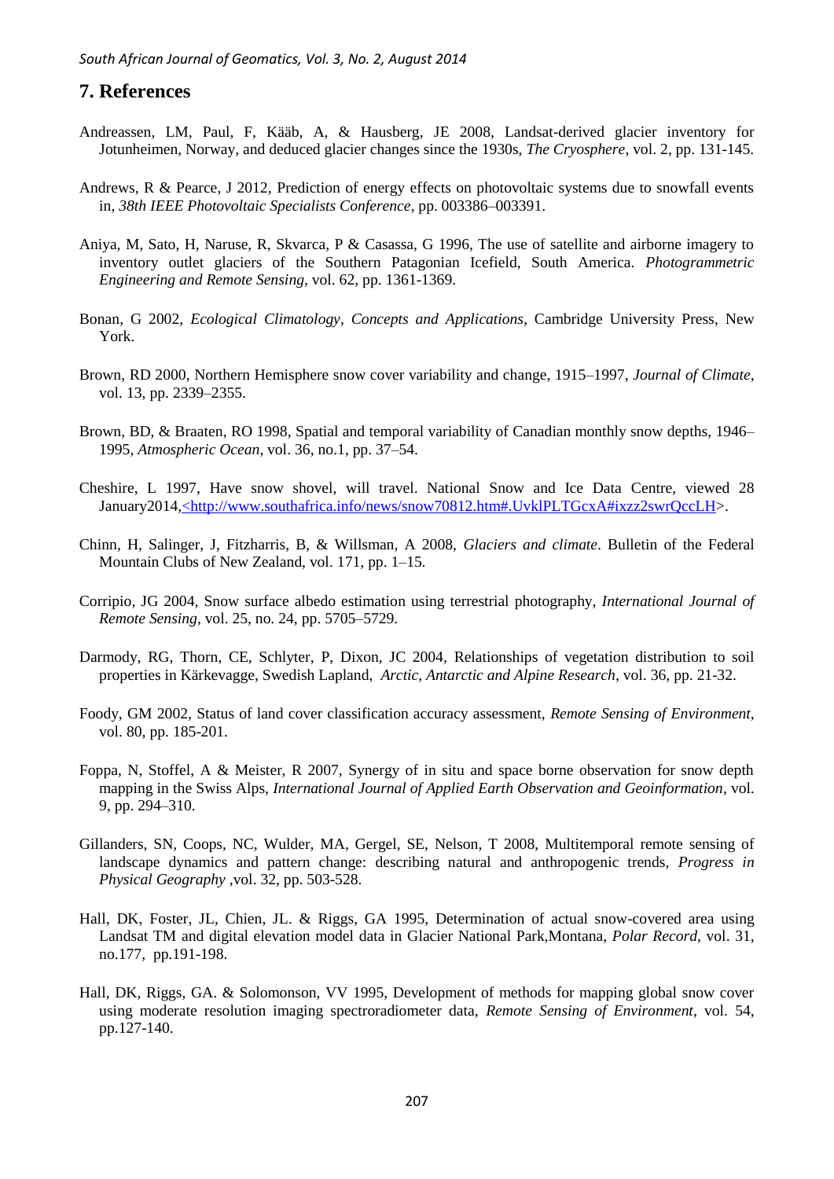## 7. References

Andreassen, LM, Paul, F, Kääb, A, & Hausberg, JE 2008, Landsat-derived glacier inventory for Jotunheimen, Norway, and deduced glacier changes since the 1930s, *The Cryosphere*, vol. 2, pp. 131-145.

Andrews, R & Pearce, J 2012, Prediction of energy effects on photovoltaic systems due to snowfall events in, *38th IEEE Photovoltaic Specialists Conference*, pp. 003386–003391.

Aniya, M, Sato, H, Naruse, R, Skvarca, P & Casassa, G 1996, The use of satellite and airborne imagery to inventory outlet glaciers of the Southern Patagonian Icefield, South America. *Photogrammetric Engineering and Remote Sensing*, vol. 62, pp. 1361-1369.

Bonan, G 2002, *Ecological Climatology, Concepts and Applications*, Cambridge University Press, New York.

Brown, RD 2000, Northern Hemisphere snow cover variability and change, 1915–1997, *Journal of Climate*, vol. 13, pp. 2339–2355.

Brown, BD, & Braaten, RO 1998, Spatial and temporal variability of Canadian monthly snow depths, 1946–1995, *Atmospheric Ocean*, vol. 36, no.1, pp. 37–54.

Cheshire, L 1997, Have snow shovel, will travel. National Snow and Ice Data Centre, viewed 28 January2014,<http://www.southafrica.info/news/snow70812.htm#.UvklPLTGcxA#ixzz2swrQccLH>.

Chinn, H, Salinger, J, Fitzharris, B, & Willsman, A 2008, *Glaciers and climate*. Bulletin of the Federal Mountain Clubs of New Zealand, vol. 171, pp. 1–15.

Corripio, JG 2004, Snow surface albedo estimation using terrestrial photography, *International Journal of Remote Sensing*, vol. 25, no. 24, pp. 5705–5729.

Darmody, RG, Thorn, CE, Schlyter, P, Dixon, JC 2004, Relationships of vegetation distribution to soil properties in Kärkevagge, Swedish Lapland, *Arctic, Antarctic and Alpine Research*, vol. 36, pp. 21-32.

Foody, GM 2002, Status of land cover classification accuracy assessment, *Remote Sensing of Environment*, vol. 80, pp. 185-201.

Foppa, N, Stoffel, A & Meister, R 2007, Synergy of in situ and space borne observation for snow depth mapping in the Swiss Alps, *International Journal of Applied Earth Observation and Geoinformation*, vol. 9, pp. 294–310.

Gillanders, SN, Coops, NC, Wulder, MA, Gergel, SE, Nelson, T 2008, Multitemporal remote sensing of landscape dynamics and pattern change: describing natural and anthropogenic trends, *Progress in Physical Geography* ,vol. 32, pp. 503-528.

Hall, DK, Foster, JL, Chien, JL. & Riggs, GA 1995, Determination of actual snow-covered area using Landsat TM and digital elevation model data in Glacier National Park,Montana, *Polar Record*, vol. 31, no.177, pp.191-198.

Hall, DK, Riggs, GA. & Solomonson, VV 1995, Development of methods for mapping global snow cover using moderate resolution imaging spectroradiometer data, *Remote Sensing of Environment*, vol. 54, pp.127-140.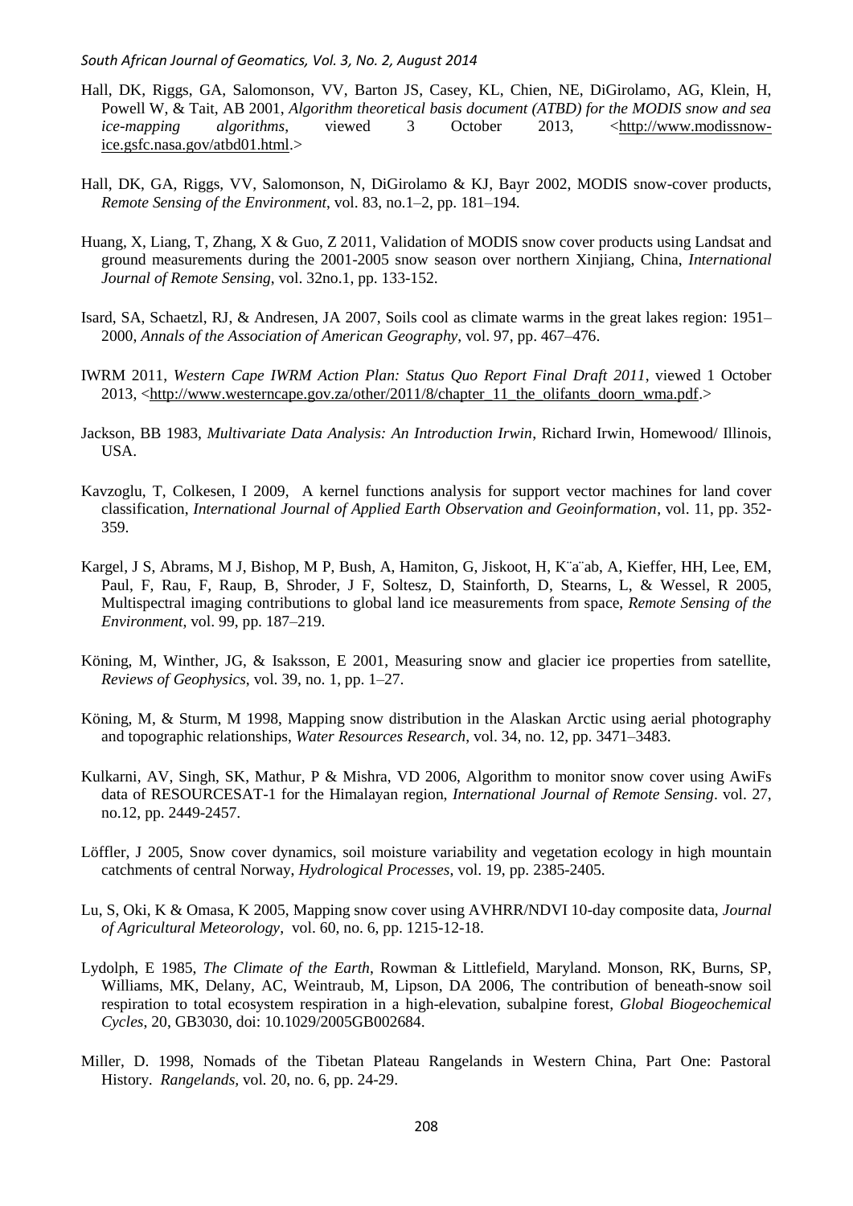Hall, DK, Riggs, GA, Salomonson, VV, Barton JS, Casey, KL, Chien, NE, DiGirolamo, AG, Klein, H, Powell W, & Tait, AB 2001, *Algorithm theoretical basis document (ATBD) for the MODIS snow and sea ice-mapping algorithms*, viewed 3 October 2013, <http://www.modissnow-ice.gsfc.nasa.gov/atbd01.html.>

Hall, DK, GA, Riggs, VV, Salomonson, N, DiGirolamo & KJ, Bayr 2002, MODIS snow-cover products, *Remote Sensing of the Environment*, vol. 83, no.1–2, pp. 181–194.

Huang, X, Liang, T, Zhang, X & Guo, Z 2011, Validation of MODIS snow cover products using Landsat and ground measurements during the 2001-2005 snow season over northern Xinjiang, China, *International Journal of Remote Sensing*, vol. 32no.1, pp. 133-152.

Isard, SA, Schaetzl, RJ, & Andresen, JA 2007, Soils cool as climate warms in the great lakes region: 1951–2000, *Annals of the Association of American Geography*, vol. 97, pp. 467–476.

IWRM 2011, *Western Cape IWRM Action Plan: Status Quo Report Final Draft 2011*, viewed 1 October 2013, <http://www.westerncape.gov.za/other/2011/8/chapter_11_the_olifants_doorn_wma.pdf.>

Jackson, BB 1983, *Multivariate Data Analysis: An Introduction Irwin*, Richard Irwin, Homewood/ Illinois, USA.

Kavzoglu, T, Colkesen, I 2009, A kernel functions analysis for support vector machines for land cover classification, *International Journal of Applied Earth Observation and Geoinformation*, vol. 11, pp. 352-359.

Kargel, J S, Abrams, M J, Bishop, M P, Bush, A, Hamiton, G, Jiskoot, H, K¨a¨ab, A, Kieffer, HH, Lee, EM, Paul, F, Rau, F, Raup, B, Shroder, J F, Soltesz, D, Stainforth, D, Stearns, L, & Wessel, R 2005, Multispectral imaging contributions to global land ice measurements from space, *Remote Sensing of the Environment*, vol. 99, pp. 187–219.

Köning, M, Winther, JG, & Isaksson, E 2001, Measuring snow and glacier ice properties from satellite, *Reviews of Geophysics*, vol. 39, no. 1, pp. 1–27.

Köning, M, & Sturm, M 1998, Mapping snow distribution in the Alaskan Arctic using aerial photography and topographic relationships, *Water Resources Research*, vol. 34, no. 12, pp. 3471–3483.

Kulkarni, AV, Singh, SK, Mathur, P & Mishra, VD 2006, Algorithm to monitor snow cover using AwiFs data of RESOURCESAT-1 for the Himalayan region, *International Journal of Remote Sensing*. vol. 27, no.12, pp. 2449-2457.

Löffler, J 2005, Snow cover dynamics, soil moisture variability and vegetation ecology in high mountain catchments of central Norway, *Hydrological Processes*, vol. 19, pp. 2385-2405.

Lu, S, Oki, K & Omasa, K 2005, Mapping snow cover using AVHRR/NDVI 10-day composite data, *Journal of Agricultural Meteorology*, vol. 60, no. 6, pp. 1215-12-18.

Lydolph, E 1985, *The Climate of the Earth*, Rowman & Littlefield, Maryland. Monson, RK, Burns, SP, Williams, MK, Delany, AC, Weintraub, M, Lipson, DA 2006, The contribution of beneath-snow soil respiration to total ecosystem respiration in a high-elevation, subalpine forest, *Global Biogeochemical Cycles*, 20, GB3030, doi: 10.1029/2005GB002684.

Miller, D. 1998, Nomads of the Tibetan Plateau Rangelands in Western China, Part One: Pastoral History. *Rangelands*, vol. 20, no. 6, pp. 24-29.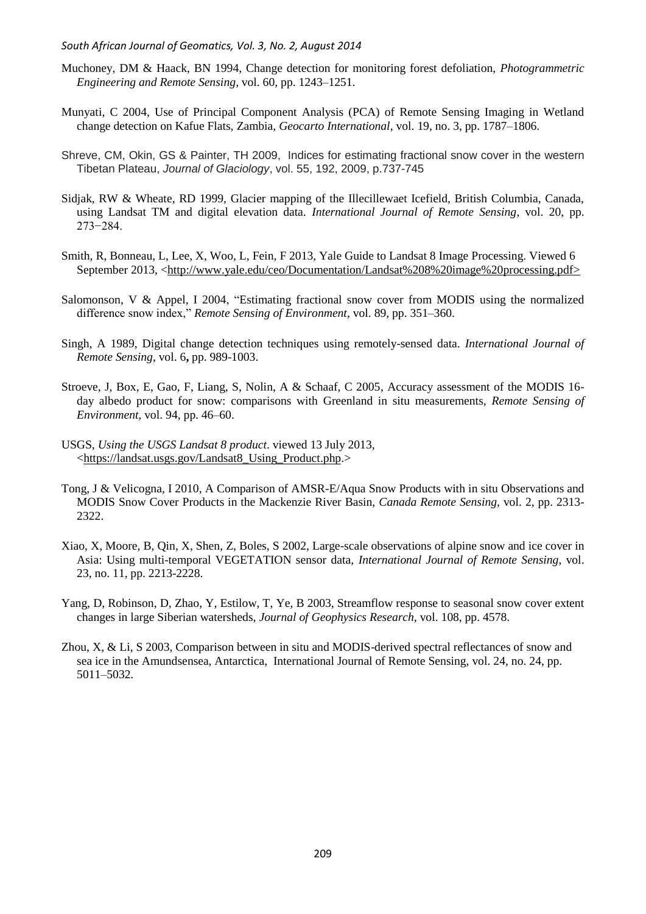Muchoney, DM & Haack, BN 1994, Change detection for monitoring forest defoliation, *Photogrammetric Engineering and Remote Sensing*, vol. 60, pp. 1243–1251.

Munyati, C 2004, Use of Principal Component Analysis (PCA) of Remote Sensing Imaging in Wetland change detection on Kafue Flats, Zambia, *Geocarto International*, vol. 19, no. 3, pp. 1787–1806.

Shreve, CM, Okin, GS & Painter, TH 2009, Indices for estimating fractional snow cover in the western Tibetan Plateau, *Journal of Glaciology*, vol. 55, 192, 2009, p.737-745

Sidjak, RW & Wheate, RD 1999, Glacier mapping of the Illecillewaet Icefield, British Columbia, Canada, using Landsat TM and digital elevation data. *International Journal of Remote Sensing*, vol. 20, pp. 273−284.

Smith, R, Bonneau, L, Lee, X, Woo, L, Fein, F 2013, Yale Guide to Landsat 8 Image Processing. Viewed 6 September 2013, <http://www.yale.edu/ceo/Documentation/Landsat%208%20image%20processing.pdf>

Salomonson, V & Appel, I 2004, "Estimating fractional snow cover from MODIS using the normalized difference snow index," *Remote Sensing of Environment*, vol. 89, pp. 351–360.

Singh, A 1989, Digital change detection techniques using remotely-sensed data. *International Journal of Remote Sensing*, vol. 6**,** pp. 989-1003.

Stroeve, J, Box, E, Gao, F, Liang, S, Nolin, A & Schaaf, C 2005, Accuracy assessment of the MODIS 16-day albedo product for snow: comparisons with Greenland in situ measurements, *Remote Sensing of Environment*, vol. 94, pp. 46–60.

USGS, *Using the USGS Landsat 8 product*. viewed 13 July 2013, <https://landsat.usgs.gov/Landsat8_Using_Product.php.>

Tong, J & Velicogna, I 2010, A Comparison of AMSR-E/Aqua Snow Products with in situ Observations and MODIS Snow Cover Products in the Mackenzie River Basin, *Canada Remote Sensing*, vol. 2, pp. 2313-2322.

Xiao, X, Moore, B, Qin, X, Shen, Z, Boles, S 2002, Large-scale observations of alpine snow and ice cover in Asia: Using multi-temporal VEGETATION sensor data, *International Journal of Remote Sensing*, vol. 23, no. 11, pp. 2213-2228.

Yang, D, Robinson, D, Zhao, Y, Estilow, T, Ye, B 2003, Streamflow response to seasonal snow cover extent changes in large Siberian watersheds, *Journal of Geophysics Research*, vol. 108, pp. 4578.

Zhou, X, & Li, S 2003, Comparison between in situ and MODIS-derived spectral reflectances of snow and sea ice in the Amundsensea, Antarctica, International Journal of Remote Sensing, vol. 24, no. 24, pp. 5011–5032.